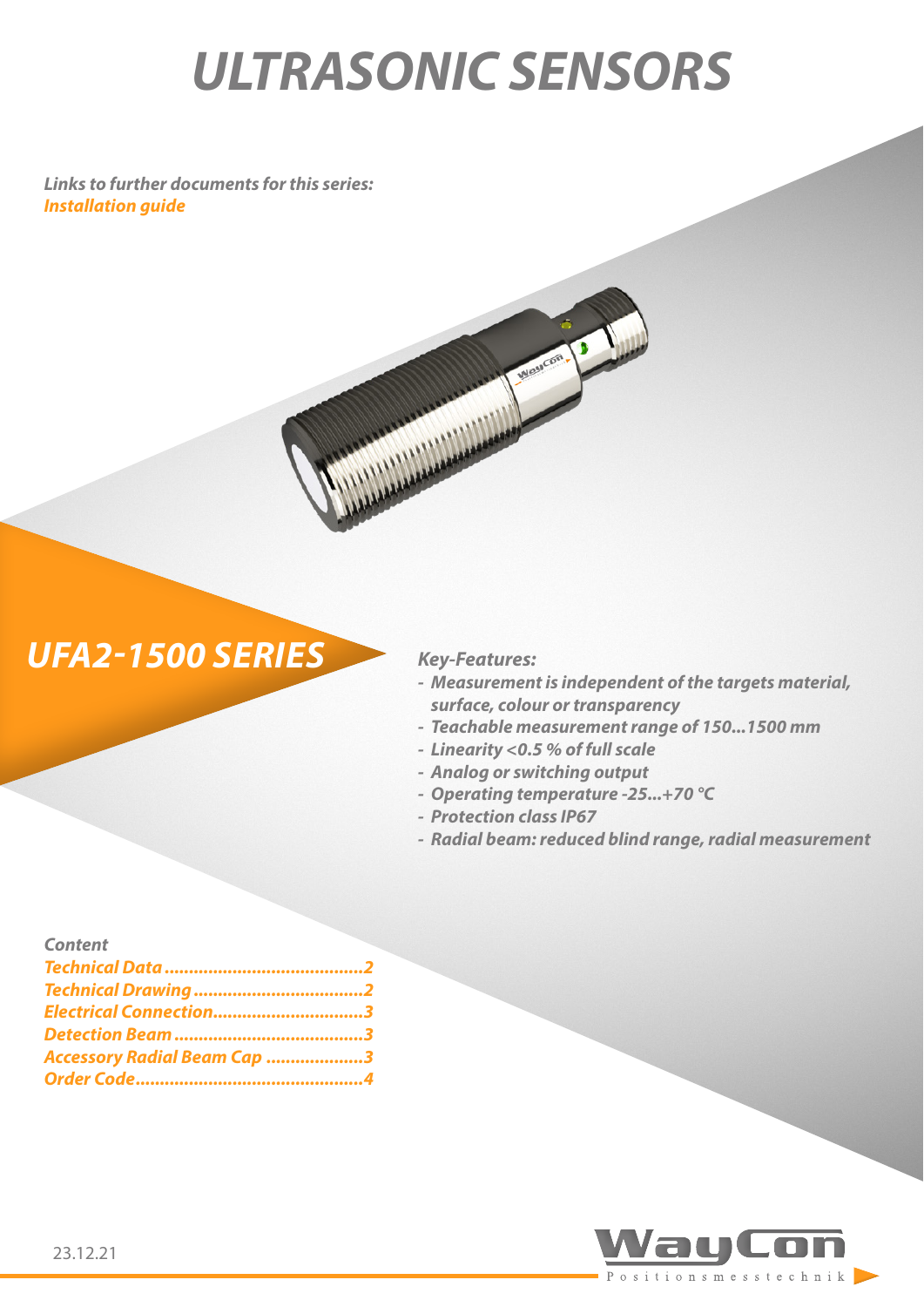# ULTRASONIC SENSORS

*Links to further documents for this series:*
*Installation guide*

## UFA2-1500 SERIES

*Key-Features:*

- *Measurement is independent of the targets material, surface, colour or transparency*
- *Teachable measurement range of 150...1500 mm*
- *Linearity <0.5 % of full scale*
- *Analog or switching output*
- *Operating temperature -25...+70 °C*
- *Protection class IP67*
- *Radial beam: reduced blind range, radial measurement*

*Content*

- Technical Data .........................................2
- Technical Drawing ...................................2
- Electrical Connection...............................3
- Detection Beam .......................................3
- Accessory Radial Beam Cap ....................3
- Order Code...............................................4

23.12.21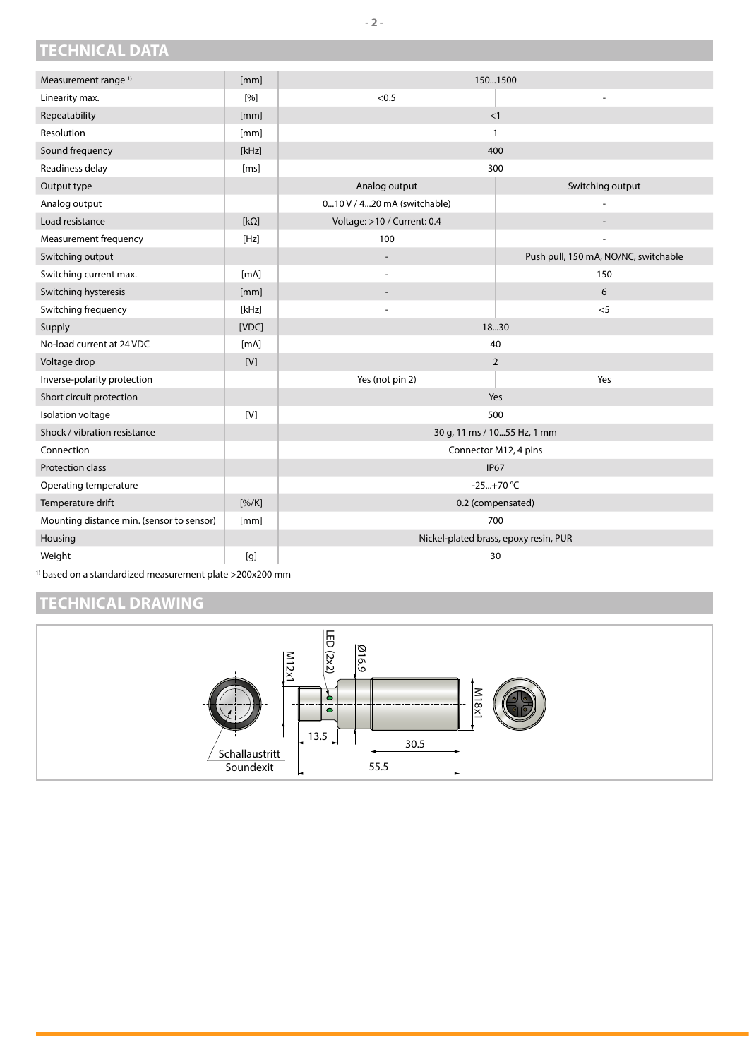## TECHNICAL DATA

| | | | |
|---|---|---|---|
| Measurement range [1] | [mm] | 150...1500 | |
| Linearity max. | [%] | <0.5 | - |
| Repeatability | [mm] | <1 | |
| Resolution | [mm] | 1 | |
| Sound frequency | [kHz] | 400 | |
| Readiness delay | [ms] | 300 | |
| Output type | | Analog output | Switching output |
| Analog output | | 0...10 V / 4...20 mA (switchable) | - |
| Load resistance | [kΩ] | Voltage: >10 / Current: 0.4 | - |
| Measurement frequency | [Hz] | 100 | - |
| Switching output | | - | Push pull, 150 mA, NO/NC, switchable |
| Switching current max. | [mA] | - | 150 |
| Switching hysteresis | [mm] | - | 6 |
| Switching frequency | [kHz] | - | <5 |
| Supply | [VDC] | 18...30 | |
| No-load current at 24 VDC | [mA] | 40 | |
| Voltage drop | [V] | 2 | |
| Inverse-polarity protection | | Yes (not pin 2) | Yes |
| Short circuit protection | | Yes | |
| Isolation voltage | [V] | 500 | |
| Shock / vibration resistance | | 30 g, 11 ms / 10...55 Hz, 1 mm | |
| Connection | | Connector M12, 4 pins | |
| Protection class | | IP67 | |
| Operating temperature | | -25...+70 °C | |
| Temperature drift | [%/K] | 0.2 (compensated) | |
| Mounting distance min. (sensor to sensor) | [mm] | 700 | |
| Housing | | Nickel-plated brass, epoxy resin, PUR | |
| Weight | [g] | 30 | |

[1] based on a standardized measurement plate >200x200 mm

## TECHNICAL DRAWING

LED (2x2)
Ø16.9
M12x1
M18x1
13.5
30.5
55.5
Schallaustritt
Soundexit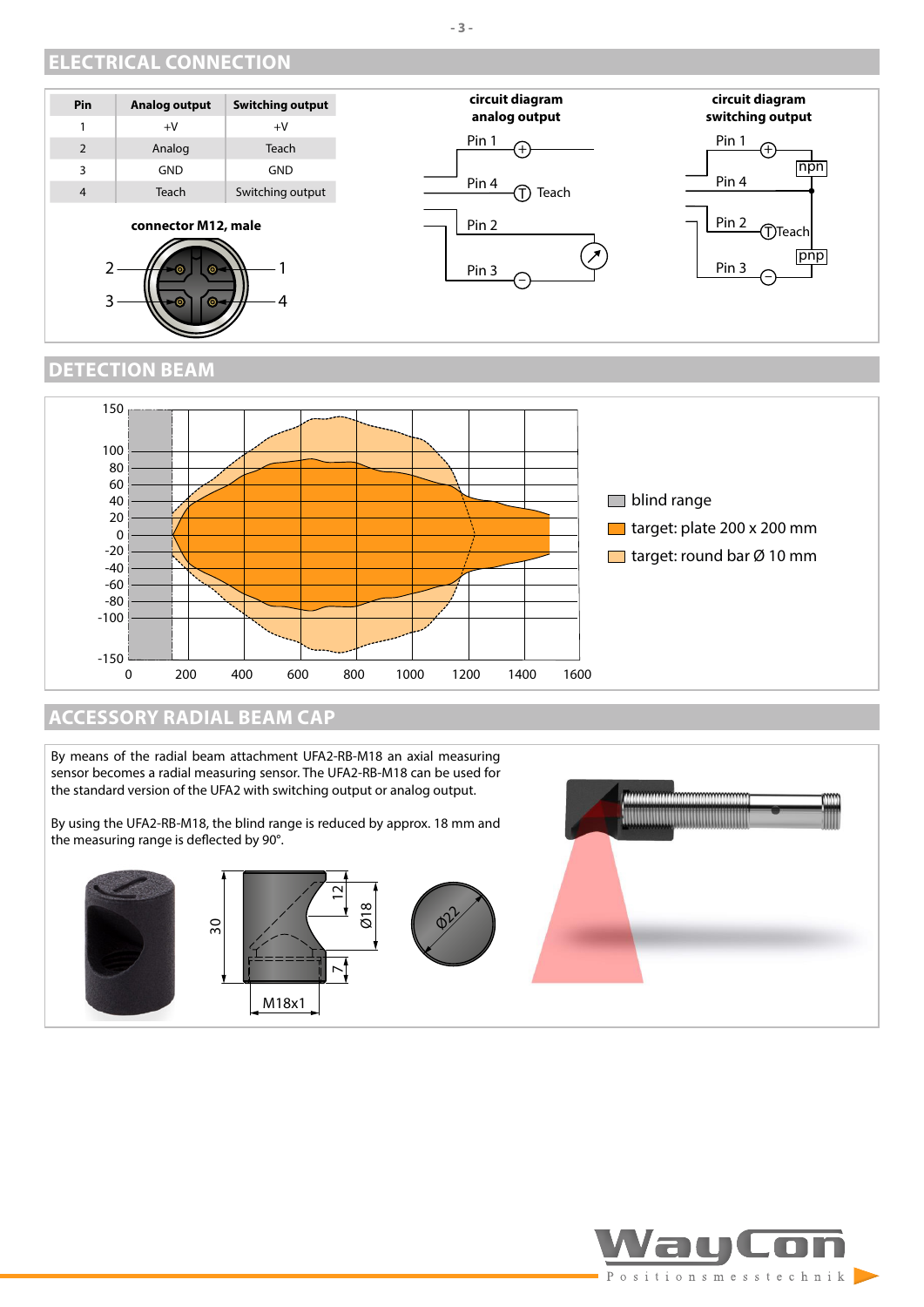## ELECTRICAL CONNECTION

| Pin | Analog output | Switching output |
|---|---|---|
| 1 | +V | +V |
| 2 | Analog | Teach |
| 3 | GND | GND |
| 4 | Teach | Switching output |

**connector M12, male**

**circuit diagram analog output**

**circuit diagram switching output**

## DETECTION BEAM

- blind range
- target: plate 200 x 200 mm
- target: round bar Ø 10 mm

## ACCESSORY RADIAL BEAM CAP

By means of the radial beam attachment UFA2-RB-M18 an axial measuring sensor becomes a radial measuring sensor. The UFA2-RB-M18 can be used for the standard version of the UFA2 with switching output or analog output.

By using the UFA2-RB-M18, the blind range is reduced by approx. 18 mm and the measuring range is deflected by 90°.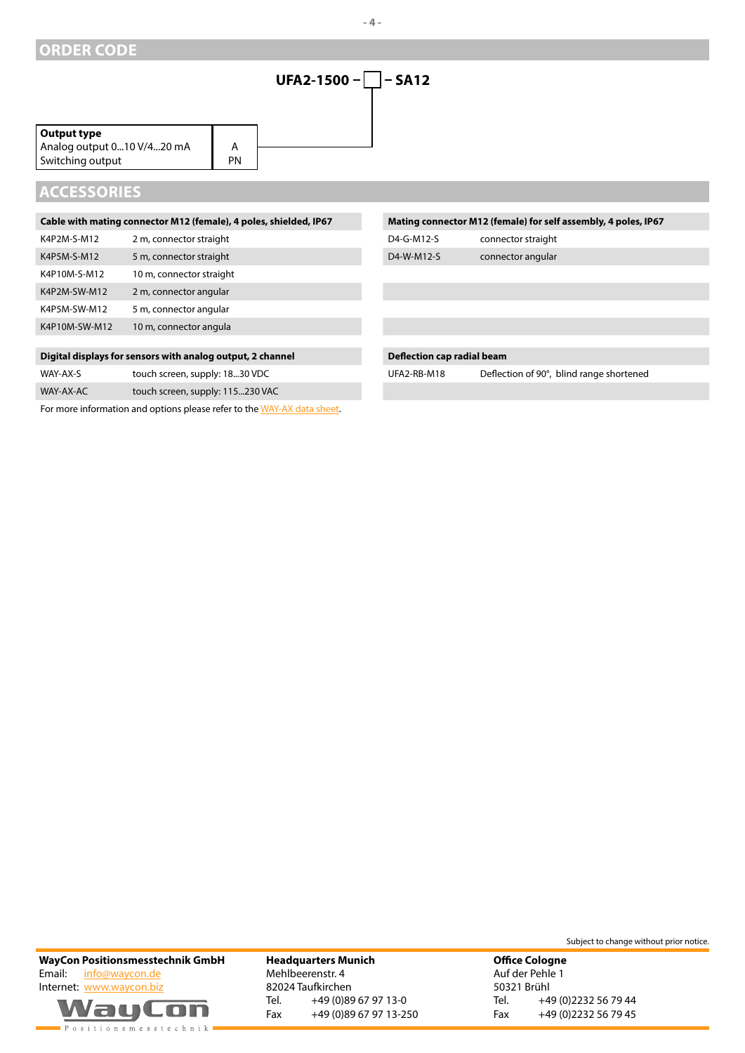## ORDER CODE

**UFA2-1500 – ☐ – SA12**

| **Output type** | |
|---|---|
| Analog output 0...10 V/4...20 mA | A |
| Switching output | PN |

## ACCESSORIES

| **Cable with mating connector M12 (female), 4 poles, shielded, IP67** | |
|---|---|
| K4P2M-S-M12 | 2 m, connector straight |
| K4P5M-S-M12 | 5 m, connector straight |
| K4P10M-S-M12 | 10 m, connector straight |
| K4P2M-SW-M12 | 2 m, connector angular |
| K4P5M-SW-M12 | 5 m, connector angular |
| K4P10M-SW-M12 | 10 m, connector angula |

| **Mating connector M12 (female) for self assembly, 4 poles, IP67** | |
|---|---|
| D4-G-M12-S | connector straight |
| D4-W-M12-S | connector angular |

| **Digital displays for sensors with analog output, 2 channel** | |
|---|---|
| WAY-AX-S | touch screen, supply: 18...30 VDC |
| WAY-AX-AC | touch screen, supply: 115...230 VAC |

For more information and options please refer to the WAY-AX data sheet.

| **Deflection cap radial beam** | |
|---|---|
| UFA2-RB-M18 | Deflection of 90°, blind range shortened |

Subject to change without prior notice.

**WayCon Positionsmesstechnik GmbH**
Email: info@waycon.de
Internet: www.waycon.biz

**Headquarters Munich**
Mehlbeerenstr. 4
82024 Taufkirchen
Tel. +49 (0)89 67 97 13-0
Fax +49 (0)89 67 97 13-250

**Office Cologne**
Auf der Pehle 1
50321 Brühl
Tel. +49 (0)2232 56 79 44
Fax +49 (0)2232 56 79 45